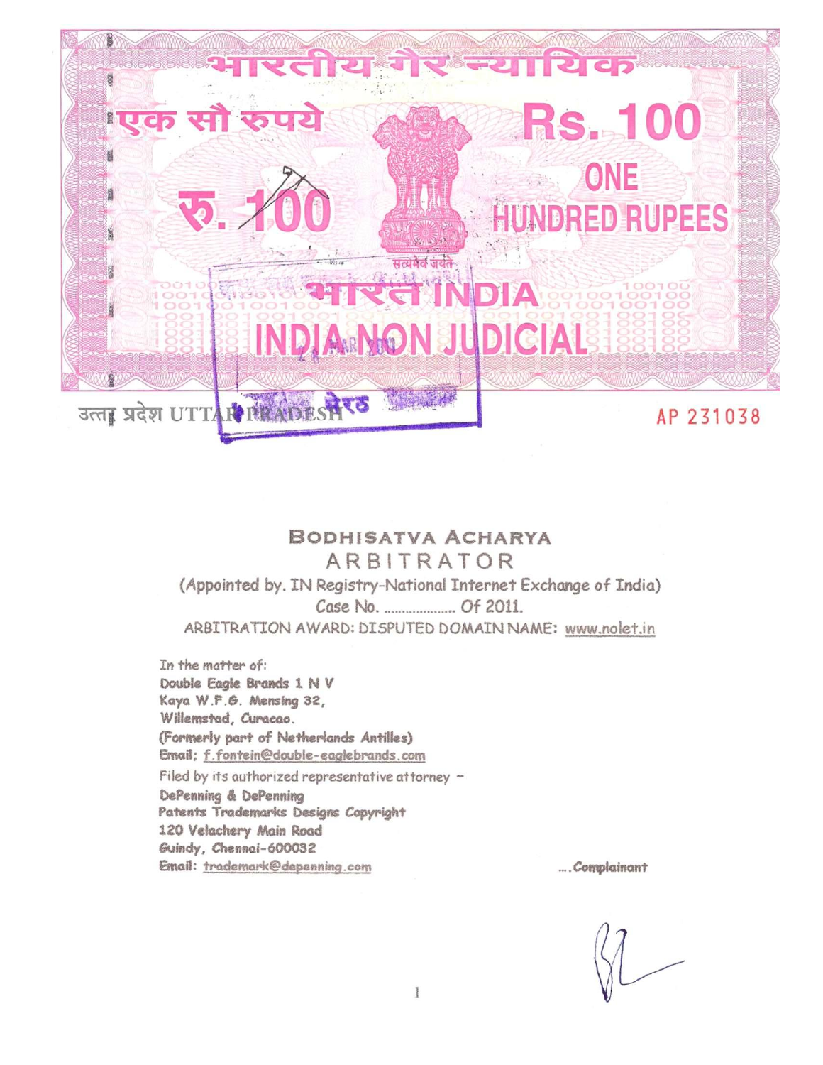भारतीय गैर न्यायिक

एक सौ रुपये

Rs. 100

रु. 100

ONE HUNDRED RUPEES

सत्यमेव जयते

भारत INDIA

INDIA NON JUDICIAL

उत्तर प्रदेश UTTAR PRADESH

AP 231038

# BODHISATVA ACHARYA

## ARBITRATOR

(Appointed by. IN Registry-National Internet Exchange of India)

Case No. .................. Of 2011.

ARBITRATION AWARD: DISPUTED DOMAIN NAME: www.nolet.in

In the matter of:

**Double Eagle Brands 1 N V**
**Kaya W.F.G. Mensing 32,**
**Willemstad, Curacao.**
**(Formerly part of Netherlands Antilles)**
**Email; f.fontein@double-eaglebrands.com**

Filed by its authorized representative attorney –

**DePenning & DePenning**
**Patents Trademarks Designs Copyright**
**120 Velachery Main Road**
**Guindy, Chennai-600032**
**Email: trademark@depenning.com**

....*Complainant*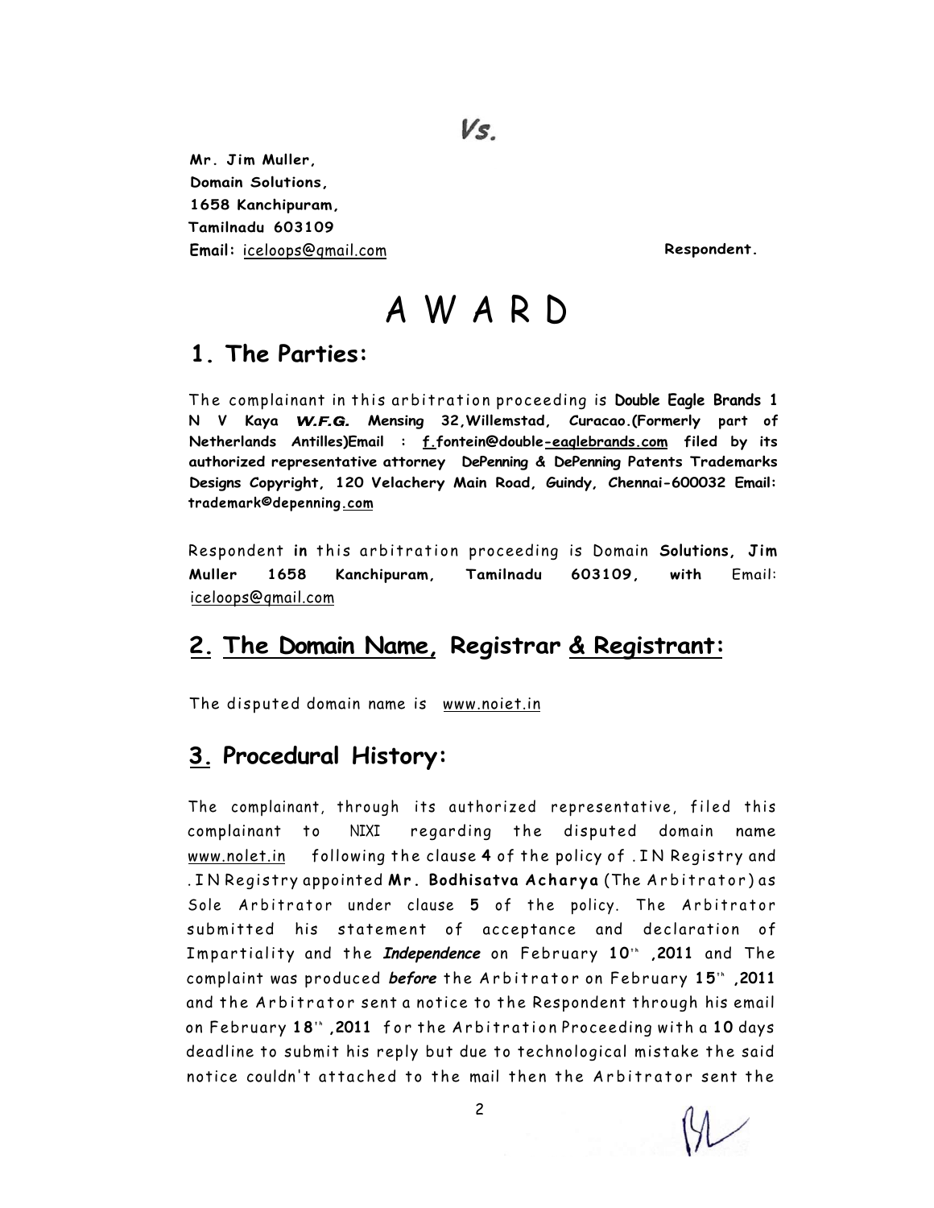*Vs.*

**Mr. Jim Muller,**
**Domain Solutions,**
**1658 Kanchipuram,**
**Tamilnadu 603109**
**Email:** iceloops@gmail.com **Respondent.**

# A W A R D

## 1. The Parties:

The complainant in this arbitration proceeding is **Double Eagle Brands 1 N V Kaya *W.F.G.* Mensing 32,Willemstad, Curacao.(Formerly part of Netherlands Antilles)Email : f.fontein@double-eaglebrands.com filed by its authorized representative attorney DePenning & DePenning Patents Trademarks Designs Copyright, 120 Velachery Main Road, Guindy, Chennai-600032 Email: trademark©depenning.com**

Respondent **in** this arbitration proceeding is Domain **Solutions, Jim Muller 1658 Kanchipuram, Tamilnadu 603109, with** Email: iceloops@gmail.com

## 2. The Domain Name, Registrar & Registrant:

The disputed domain name is www.noiet.in

## 3. Procedural History:

The complainant, through its authorized representative, filed this complainant to NIXI regarding the disputed domain name www.nolet.in following the clause **4** of the policy of .IN Registry and .IN Registry appointed **Mr. Bodhisatva Acharya** (The Arbitrator) as Sole Arbitrator under clause **5** of the policy. The Arbitrator submitted his statement of acceptance and declaration of Impartiality and the ***Independence*** on February **10th ,2011** and The complaint was produced ***before*** the Arbitrator on February **15th ,2011** and the Arbitrator sent a notice to the Respondent through his email on February **18th ,2011** for the Arbitration Proceeding with a **10** days deadline to submit his reply but due to technological mistake the said notice couldn't attached to the mail then the Arbitrator sent the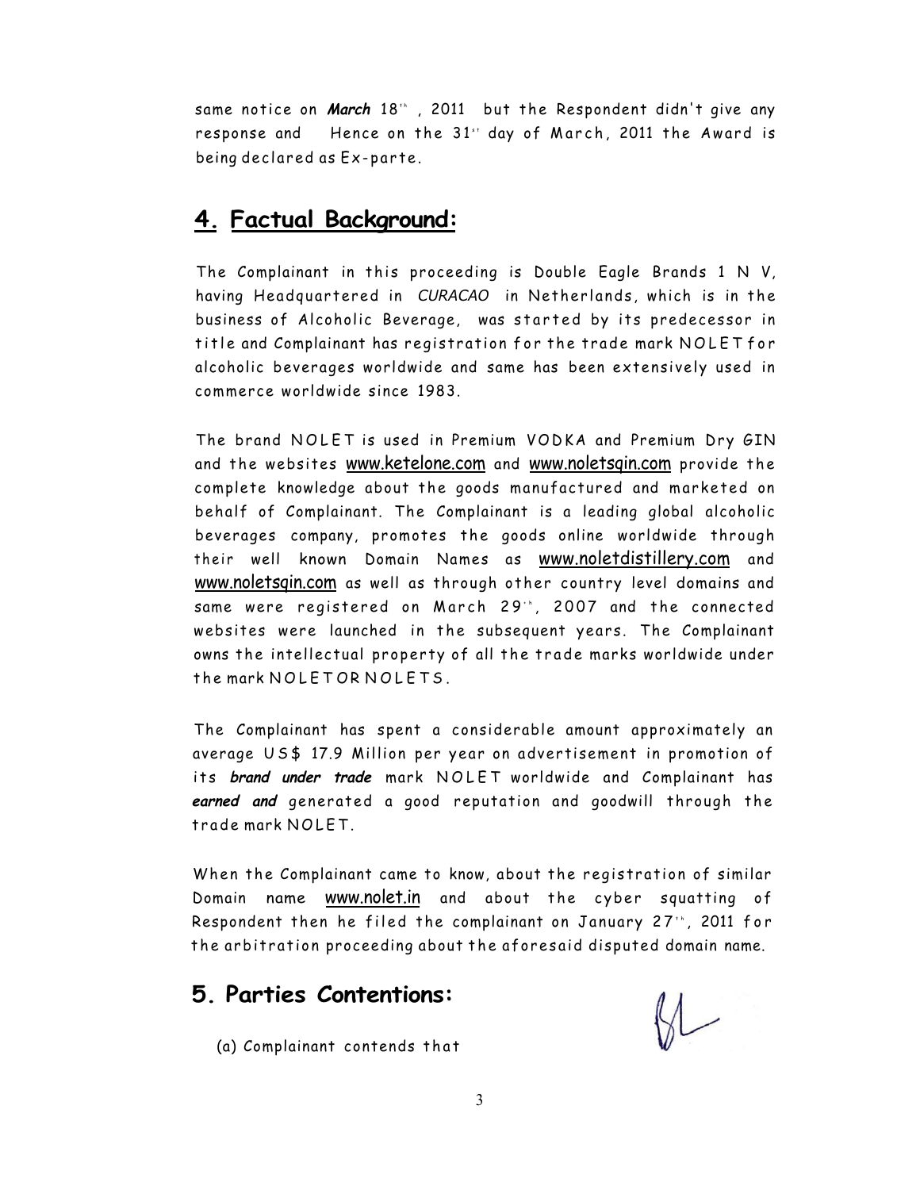same notice on ***March*** 18th , 2011 but the Respondent didn't give any response and Hence on the 31st day of March, 2011 the Award is being declared as Ex-parte.

## 4. Factual Background:

The Complainant in this proceeding is Double Eagle Brands 1 N V, having Headquartered in *CURACAO* in Netherlands, which is in the business of Alcoholic Beverage, was started by its predecessor in title and Complainant has registration for the trade mark NOLET for alcoholic beverages worldwide and same has been extensively used in commerce worldwide since 1983.

The brand NOLET is used in Premium VODKA and Premium Dry GIN and the websites www.ketelone.com and www.noletsqin.com provide the complete knowledge about the goods manufactured and marketed on behalf of Complainant. The Complainant is a leading global alcoholic beverages company, promotes the goods online worldwide through their well known Domain Names as www.noletdistillery.com and www.noletsqin.com as well as through other country level domains and same were registered on March 29th, 2007 and the connected websites were launched in the subsequent years. The Complainant owns the intellectual property of all the trade marks worldwide under the mark NOLET OR NOLETS.

The Complainant has spent a considerable amount approximately an average US$ 17.9 Million per year on advertisement in promotion of its ***brand under trade*** mark NOLET worldwide and Complainant has ***earned and*** generated a good reputation and goodwill through the trade mark NOLET.

When the Complainant came to know, about the registration of similar Domain name www.nolet.in and about the cyber squatting of Respondent then he filed the complainant on January 27th, 2011 for the arbitration proceeding about the aforesaid disputed domain name.

## 5. Parties Contentions:

(a) Complainant contends that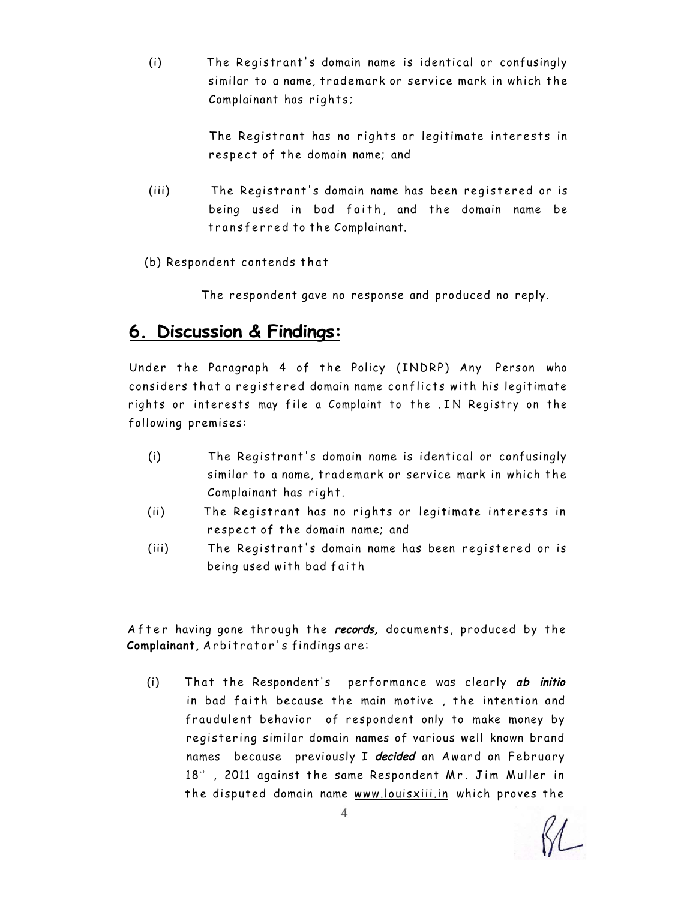(i) The Registrant's domain name is identical or confusingly similar to a name, trademark or service mark in which the Complainant has rights;

The Registrant has no rights or legitimate interests in respect of the domain name; and

(iii) The Registrant's domain name has been registered or is being used in bad faith, and the domain name be transferred to the Complainant.

(b) Respondent contends that

The respondent gave no response and produced no reply.

## 6. Discussion & Findings:

Under the Paragraph 4 of the Policy (INDRP) Any Person who considers that a registered domain name conflicts with his legitimate rights or interests may file a Complaint to the .IN Registry on the following premises:

(i) The Registrant's domain name is identical or confusingly similar to a name, trademark or service mark in which the Complainant has right.

(ii) The Registrant has no rights or legitimate interests in respect of the domain name; and

(iii) The Registrant's domain name has been registered or is being used with bad faith

After having gone through the ***records,*** documents, produced by the **Complainant,** Arbitrator's findings are:

(i) That the Respondent's performance was clearly ***ab initio*** in bad faith because the main motive , the intention and fraudulent behavior of respondent only to make money by registering similar domain names of various well known brand names because previously I ***decided*** an Award on February 18th , 2011 against the same Respondent Mr. Jim Muller in the disputed domain name www.louisxiii.in which proves the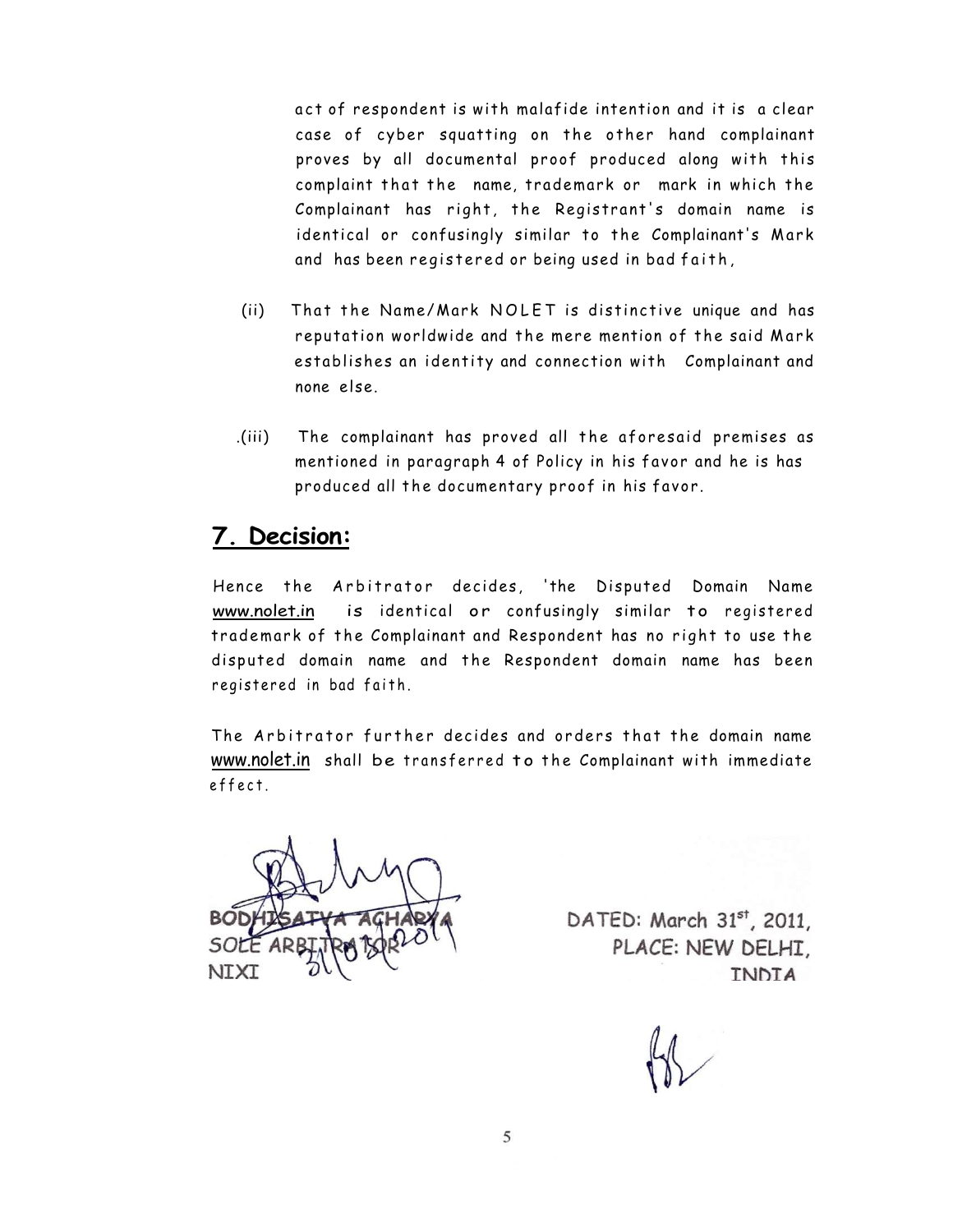act of respondent is with malafide intention and it is a clear case of cyber squatting on the other hand complainant proves by all documental proof produced along with this complaint that the name, trademark or mark in which the Complainant has right, the Registrant's domain name is identical or confusingly similar to the Complainant's Mark and has been registered or being used in bad faith,

(ii) That the Name/Mark NOLET is distinctive unique and has reputation worldwide and the mere mention of the said Mark establishes an identity and connection with Complainant and none else.

.(iii) The complainant has proved all the aforesaid premises as mentioned in paragraph 4 of Policy in his favor and he is has produced all the documentary proof in his favor.

## 7. Decision:

Hence the Arbitrator decides, 'the Disputed Domain Name www.nolet.in is identical or confusingly similar to registered trademark of the Complainant and Respondent has no right to use the disputed domain name and the Respondent domain name has been registered in bad faith.

The Arbitrator further decides and orders that the domain name www.nolet.in shall be transferred to the Complainant with immediate effect.

BODHISATVA ACHARYA
SOLE ARBITRATOR
NIXI

DATED: March 31st, 2011,
PLACE: NEW DELHI,
INDIA